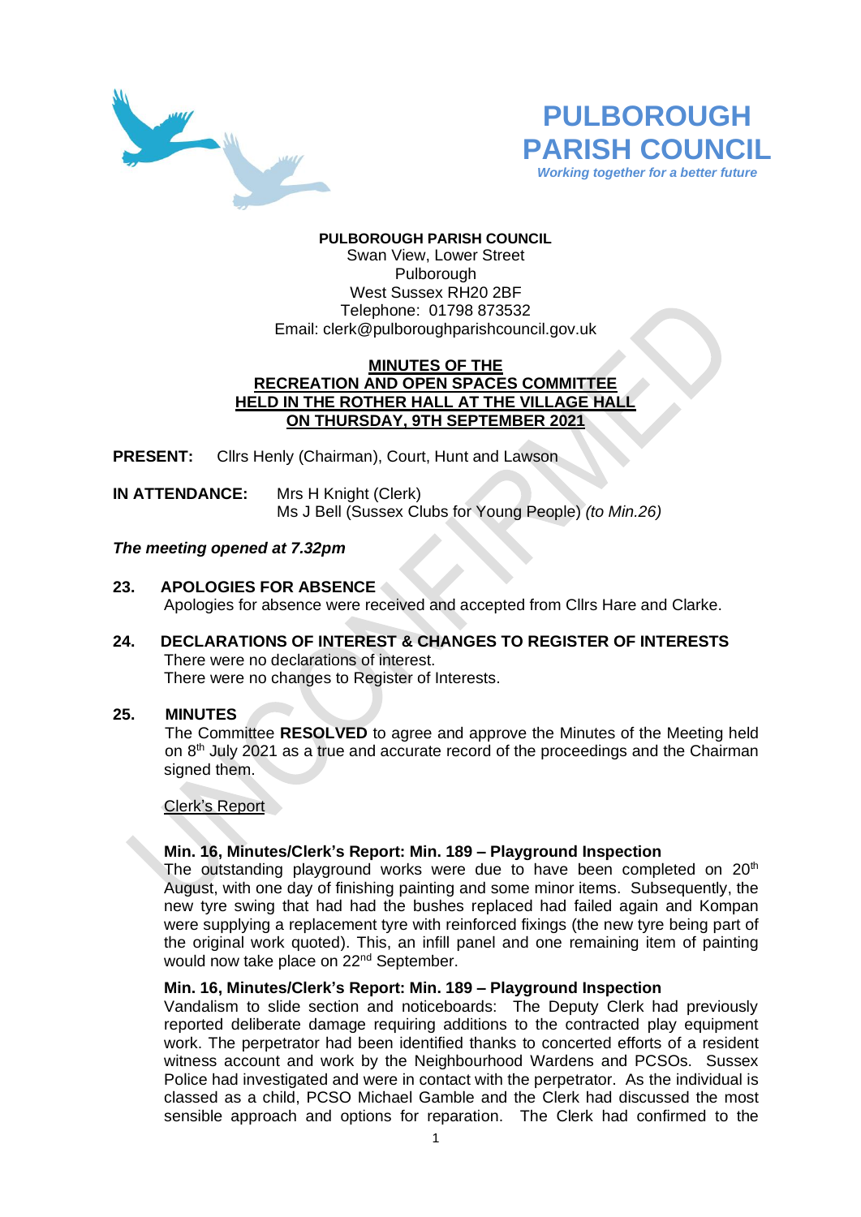# PULBOROUGH PARISH COUNCIL

*Working together for a better future*

**PULBOROUGH PARISH COUNCIL**
Swan View, Lower Street
Pulborough
West Sussex RH20 2BF
Telephone: 01798 873532
Email: clerk@pulboroughparishcouncil.gov.uk

**MINUTES OF THE RECREATION AND OPEN SPACES COMMITTEE HELD IN THE ROTHER HALL AT THE VILLAGE HALL ON THURSDAY, 9TH SEPTEMBER 2021**

**PRESENT:** Cllrs Henly (Chairman), Court, Hunt and Lawson

**IN ATTENDANCE:** Mrs H Knight (Clerk)
Ms J Bell (Sussex Clubs for Young People) *(to Min.26)*

***The meeting opened at 7.32pm***

**23. APOLOGIES FOR ABSENCE**

Apologies for absence were received and accepted from Cllrs Hare and Clarke.

**24. DECLARATIONS OF INTEREST & CHANGES TO REGISTER OF INTERESTS**

There were no declarations of interest.
There were no changes to Register of Interests.

**25. MINUTES**

The Committee **RESOLVED** to agree and approve the Minutes of the Meeting held on 8th July 2021 as a true and accurate record of the proceedings and the Chairman signed them.

Clerk's Report

**Min. 16, Minutes/Clerk's Report: Min. 189 – Playground Inspection**

The outstanding playground works were due to have been completed on 20th August, with one day of finishing painting and some minor items. Subsequently, the new tyre swing that had had the bushes replaced had failed again and Kompan were supplying a replacement tyre with reinforced fixings (the new tyre being part of the original work quoted). This, an infill panel and one remaining item of painting would now take place on 22nd September.

**Min. 16, Minutes/Clerk's Report: Min. 189 – Playground Inspection**

Vandalism to slide section and noticeboards: The Deputy Clerk had previously reported deliberate damage requiring additions to the contracted play equipment work. The perpetrator had been identified thanks to concerted efforts of a resident witness account and work by the Neighbourhood Wardens and PCSOs. Sussex Police had investigated and were in contact with the perpetrator. As the individual is classed as a child, PCSO Michael Gamble and the Clerk had discussed the most sensible approach and options for reparation. The Clerk had confirmed to the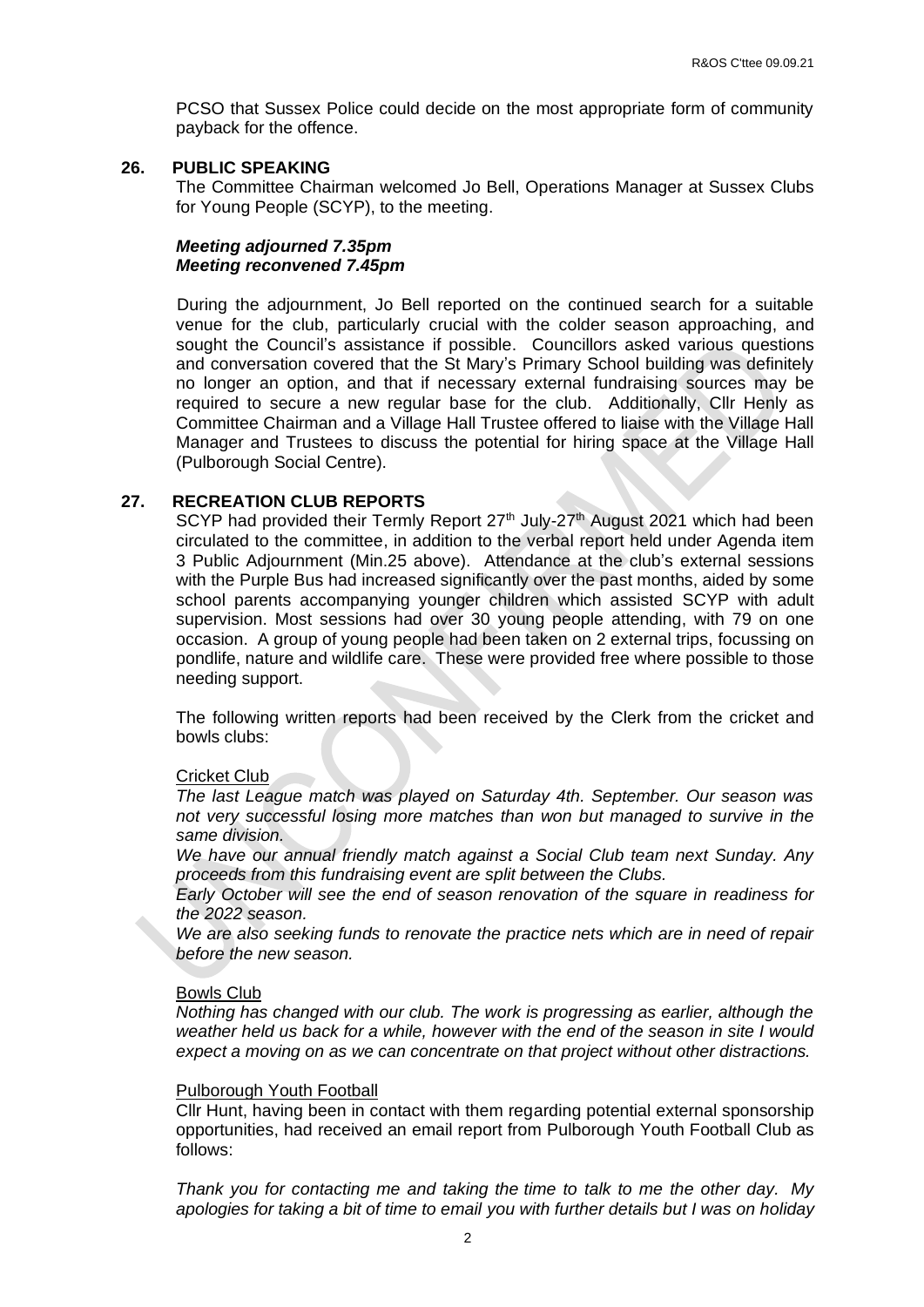PCSO that Sussex Police could decide on the most appropriate form of community payback for the offence.

## 26. PUBLIC SPEAKING

The Committee Chairman welcomed Jo Bell, Operations Manager at Sussex Clubs for Young People (SCYP), to the meeting.

***Meeting adjourned 7.35pm***
***Meeting reconvened 7.45pm***

During the adjournment, Jo Bell reported on the continued search for a suitable venue for the club, particularly crucial with the colder season approaching, and sought the Council's assistance if possible. Councillors asked various questions and conversation covered that the St Mary's Primary School building was definitely no longer an option, and that if necessary external fundraising sources may be required to secure a new regular base for the club. Additionally, Cllr Henly as Committee Chairman and a Village Hall Trustee offered to liaise with the Village Hall Manager and Trustees to discuss the potential for hiring space at the Village Hall (Pulborough Social Centre).

## 27. RECREATION CLUB REPORTS

SCYP had provided their Termly Report 27th July-27th August 2021 which had been circulated to the committee, in addition to the verbal report held under Agenda item 3 Public Adjournment (Min.25 above). Attendance at the club's external sessions with the Purple Bus had increased significantly over the past months, aided by some school parents accompanying younger children which assisted SCYP with adult supervision. Most sessions had over 30 young people attending, with 79 on one occasion. A group of young people had been taken on 2 external trips, focussing on pondlife, nature and wildlife care. These were provided free where possible to those needing support.

The following written reports had been received by the Clerk from the cricket and bowls clubs:

Cricket Club

*The last League match was played on Saturday 4th. September. Our season was not very successful losing more matches than won but managed to survive in the same division.*

*We have our annual friendly match against a Social Club team next Sunday. Any proceeds from this fundraising event are split between the Clubs.*

*Early October will see the end of season renovation of the square in readiness for the 2022 season.*

*We are also seeking funds to renovate the practice nets which are in need of repair before the new season.*

Bowls Club

*Nothing has changed with our club. The work is progressing as earlier, although the weather held us back for a while, however with the end of the season in site I would expect a moving on as we can concentrate on that project without other distractions.*

Pulborough Youth Football

Cllr Hunt, having been in contact with them regarding potential external sponsorship opportunities, had received an email report from Pulborough Youth Football Club as follows:

*Thank you for contacting me and taking the time to talk to me the other day. My apologies for taking a bit of time to email you with further details but I was on holiday*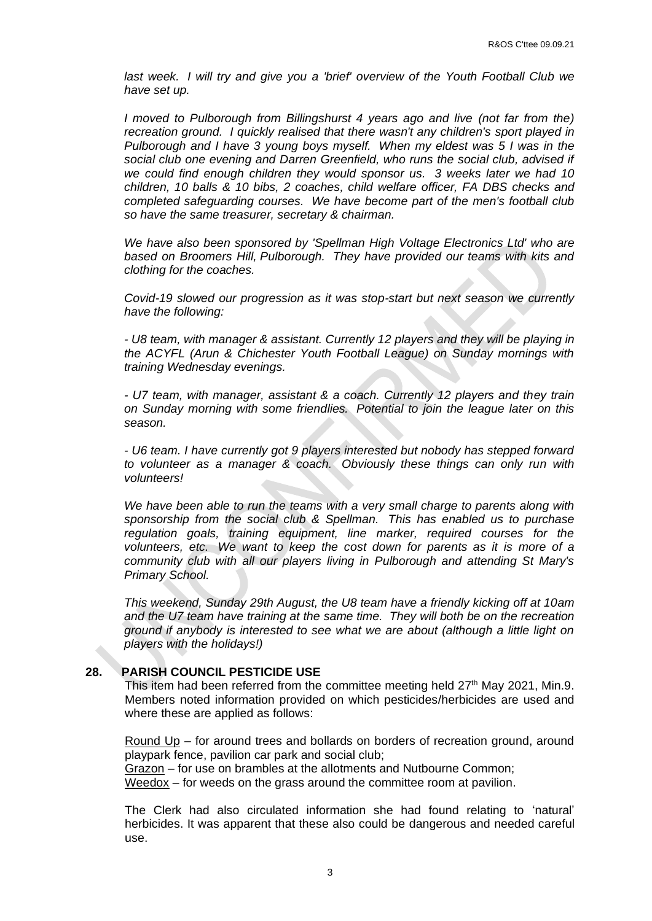*last week. I will try and give you a 'brief' overview of the Youth Football Club we have set up.*

*I moved to Pulborough from Billingshurst 4 years ago and live (not far from the) recreation ground. I quickly realised that there wasn't any children's sport played in Pulborough and I have 3 young boys myself. When my eldest was 5 I was in the social club one evening and Darren Greenfield, who runs the social club, advised if we could find enough children they would sponsor us. 3 weeks later we had 10 children, 10 balls & 10 bibs, 2 coaches, child welfare officer, FA DBS checks and completed safeguarding courses. We have become part of the men's football club so have the same treasurer, secretary & chairman.*

*We have also been sponsored by 'Spellman High Voltage Electronics Ltd' who are based on Broomers Hill, Pulborough. They have provided our teams with kits and clothing for the coaches.*

*Covid-19 slowed our progression as it was stop-start but next season we currently have the following:*

*- U8 team, with manager & assistant. Currently 12 players and they will be playing in the ACYFL (Arun & Chichester Youth Football League) on Sunday mornings with training Wednesday evenings.*

*- U7 team, with manager, assistant & a coach. Currently 12 players and they train on Sunday morning with some friendlies. Potential to join the league later on this season.*

*- U6 team. I have currently got 9 players interested but nobody has stepped forward to volunteer as a manager & coach. Obviously these things can only run with volunteers!*

*We have been able to run the teams with a very small charge to parents along with sponsorship from the social club & Spellman. This has enabled us to purchase regulation goals, training equipment, line marker, required courses for the volunteers, etc. We want to keep the cost down for parents as it is more of a community club with all our players living in Pulborough and attending St Mary's Primary School.*

*This weekend, Sunday 29th August, the U8 team have a friendly kicking off at 10am and the U7 team have training at the same time. They will both be on the recreation ground if anybody is interested to see what we are about (although a little light on players with the holidays!)*

## 28. PARISH COUNCIL PESTICIDE USE

This item had been referred from the committee meeting held 27th May 2021, Min.9. Members noted information provided on which pesticides/herbicides are used and where these are applied as follows:

Round Up – for around trees and bollards on borders of recreation ground, around playpark fence, pavilion car park and social club;
Grazon – for use on brambles at the allotments and Nutbourne Common;
Weedox – for weeds on the grass around the committee room at pavilion.

The Clerk had also circulated information she had found relating to 'natural' herbicides. It was apparent that these also could be dangerous and needed careful use.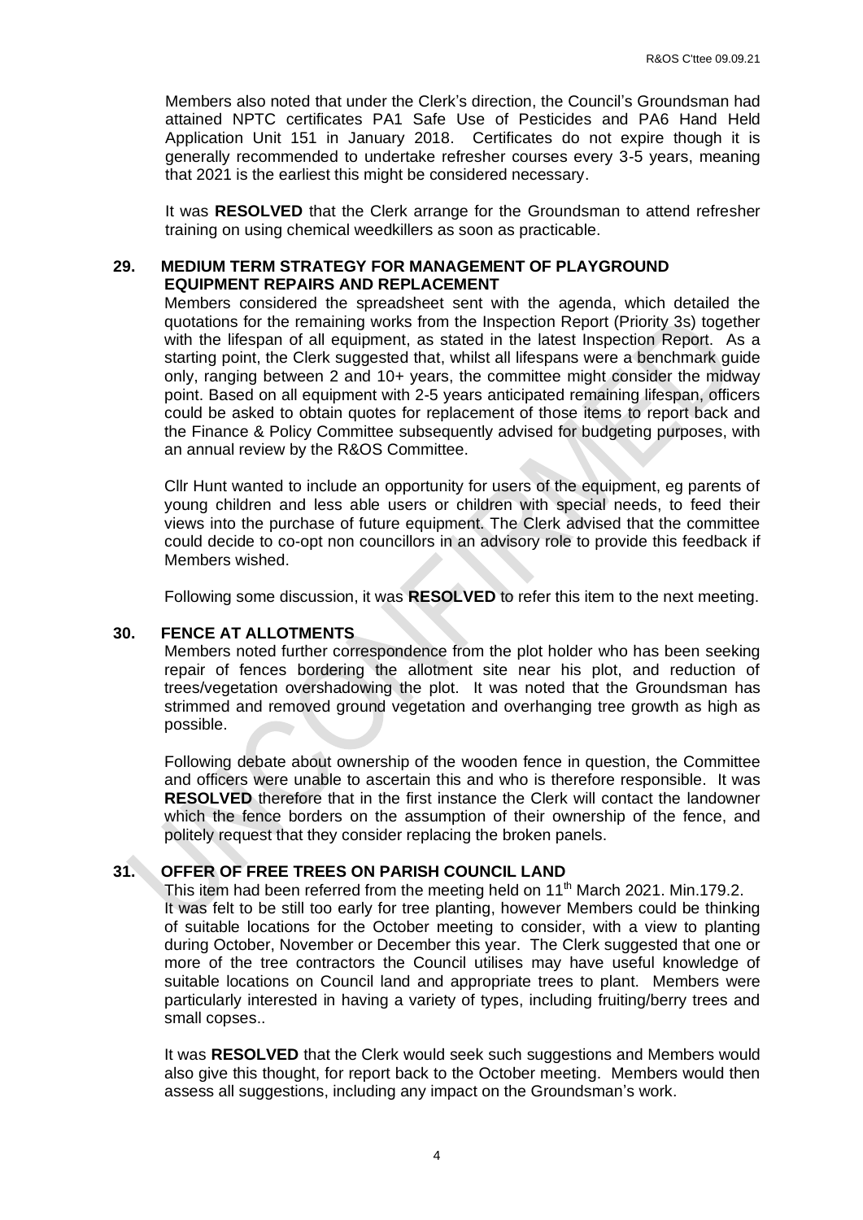Members also noted that under the Clerk's direction, the Council's Groundsman had attained NPTC certificates PA1 Safe Use of Pesticides and PA6 Hand Held Application Unit 151 in January 2018. Certificates do not expire though it is generally recommended to undertake refresher courses every 3-5 years, meaning that 2021 is the earliest this might be considered necessary.

It was **RESOLVED** that the Clerk arrange for the Groundsman to attend refresher training on using chemical weedkillers as soon as practicable.

## 29. MEDIUM TERM STRATEGY FOR MANAGEMENT OF PLAYGROUND EQUIPMENT REPAIRS AND REPLACEMENT

Members considered the spreadsheet sent with the agenda, which detailed the quotations for the remaining works from the Inspection Report (Priority 3s) together with the lifespan of all equipment, as stated in the latest Inspection Report. As a starting point, the Clerk suggested that, whilst all lifespans were a benchmark guide only, ranging between 2 and 10+ years, the committee might consider the midway point. Based on all equipment with 2-5 years anticipated remaining lifespan, officers could be asked to obtain quotes for replacement of those items to report back and the Finance & Policy Committee subsequently advised for budgeting purposes, with an annual review by the R&OS Committee.

Cllr Hunt wanted to include an opportunity for users of the equipment, eg parents of young children and less able users or children with special needs, to feed their views into the purchase of future equipment. The Clerk advised that the committee could decide to co-opt non councillors in an advisory role to provide this feedback if Members wished.

Following some discussion, it was **RESOLVED** to refer this item to the next meeting.

## 30. FENCE AT ALLOTMENTS

Members noted further correspondence from the plot holder who has been seeking repair of fences bordering the allotment site near his plot, and reduction of trees/vegetation overshadowing the plot. It was noted that the Groundsman has strimmed and removed ground vegetation and overhanging tree growth as high as possible.

Following debate about ownership of the wooden fence in question, the Committee and officers were unable to ascertain this and who is therefore responsible. It was **RESOLVED** therefore that in the first instance the Clerk will contact the landowner which the fence borders on the assumption of their ownership of the fence, and politely request that they consider replacing the broken panels.

## 31. OFFER OF FREE TREES ON PARISH COUNCIL LAND

This item had been referred from the meeting held on 11th March 2021. Min.179.2.
It was felt to be still too early for tree planting, however Members could be thinking of suitable locations for the October meeting to consider, with a view to planting during October, November or December this year. The Clerk suggested that one or more of the tree contractors the Council utilises may have useful knowledge of suitable locations on Council land and appropriate trees to plant. Members were particularly interested in having a variety of types, including fruiting/berry trees and small copses..

It was **RESOLVED** that the Clerk would seek such suggestions and Members would also give this thought, for report back to the October meeting. Members would then assess all suggestions, including any impact on the Groundsman's work.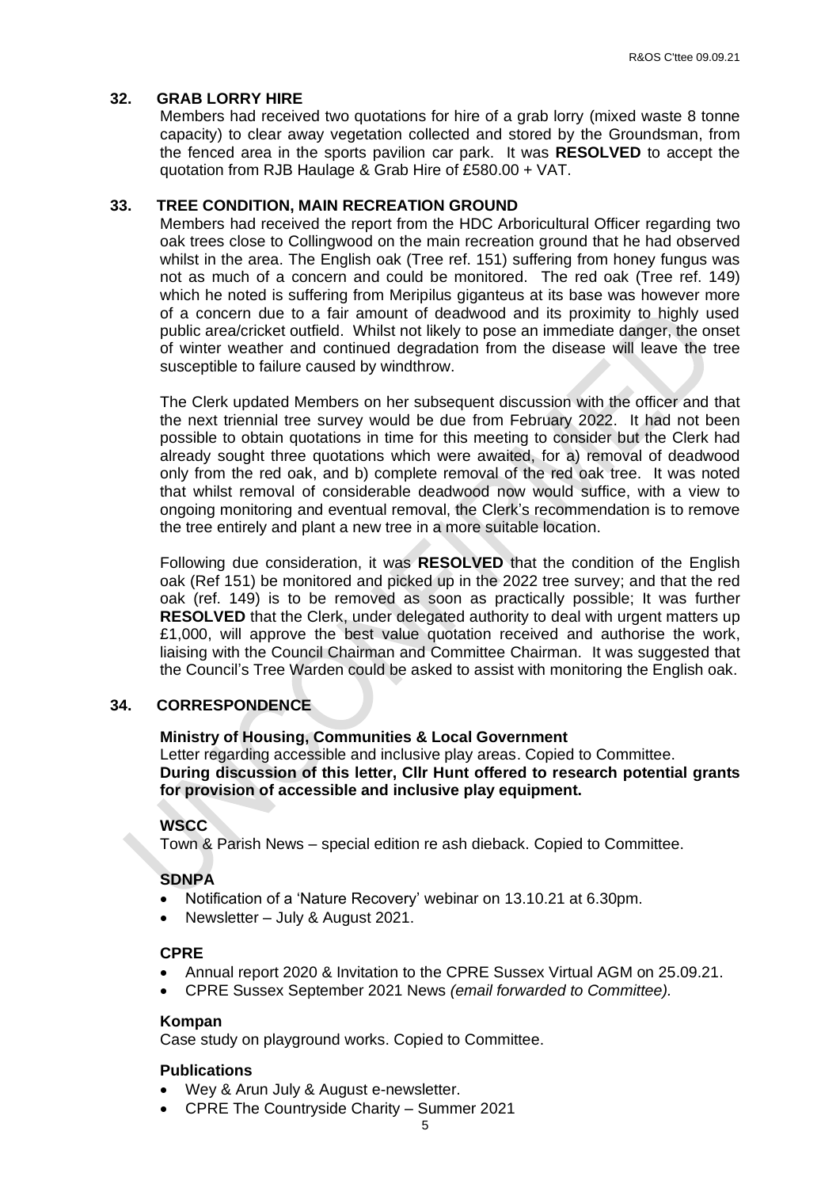## 32. GRAB LORRY HIRE

Members had received two quotations for hire of a grab lorry (mixed waste 8 tonne capacity) to clear away vegetation collected and stored by the Groundsman, from the fenced area in the sports pavilion car park. It was **RESOLVED** to accept the quotation from RJB Haulage & Grab Hire of £580.00 + VAT.

## 33. TREE CONDITION, MAIN RECREATION GROUND

Members had received the report from the HDC Arboricultural Officer regarding two oak trees close to Collingwood on the main recreation ground that he had observed whilst in the area. The English oak (Tree ref. 151) suffering from honey fungus was not as much of a concern and could be monitored. The red oak (Tree ref. 149) which he noted is suffering from Meripilus giganteus at its base was however more of a concern due to a fair amount of deadwood and its proximity to highly used public area/cricket outfield. Whilst not likely to pose an immediate danger, the onset of winter weather and continued degradation from the disease will leave the tree susceptible to failure caused by windthrow.

The Clerk updated Members on her subsequent discussion with the officer and that the next triennial tree survey would be due from February 2022. It had not been possible to obtain quotations in time for this meeting to consider but the Clerk had already sought three quotations which were awaited, for a) removal of deadwood only from the red oak, and b) complete removal of the red oak tree. It was noted that whilst removal of considerable deadwood now would suffice, with a view to ongoing monitoring and eventual removal, the Clerk's recommendation is to remove the tree entirely and plant a new tree in a more suitable location.

Following due consideration, it was **RESOLVED** that the condition of the English oak (Ref 151) be monitored and picked up in the 2022 tree survey; and that the red oak (ref. 149) is to be removed as soon as practically possible; It was further **RESOLVED** that the Clerk, under delegated authority to deal with urgent matters up £1,000, will approve the best value quotation received and authorise the work, liaising with the Council Chairman and Committee Chairman. It was suggested that the Council's Tree Warden could be asked to assist with monitoring the English oak.

## 34. CORRESPONDENCE

**Ministry of Housing, Communities & Local Government**

Letter regarding accessible and inclusive play areas. Copied to Committee.

**During discussion of this letter, Cllr Hunt offered to research potential grants for provision of accessible and inclusive play equipment.**

**WSCC**

Town & Parish News – special edition re ash dieback. Copied to Committee.

**SDNPA**

- Notification of a 'Nature Recovery' webinar on 13.10.21 at 6.30pm.
- Newsletter – July & August 2021.

**CPRE**

- Annual report 2020 & Invitation to the CPRE Sussex Virtual AGM on 25.09.21.
- CPRE Sussex September 2021 News *(email forwarded to Committee).*

**Kompan**

Case study on playground works. Copied to Committee.

**Publications**

- Wey & Arun July & August e-newsletter.
- CPRE The Countryside Charity – Summer 2021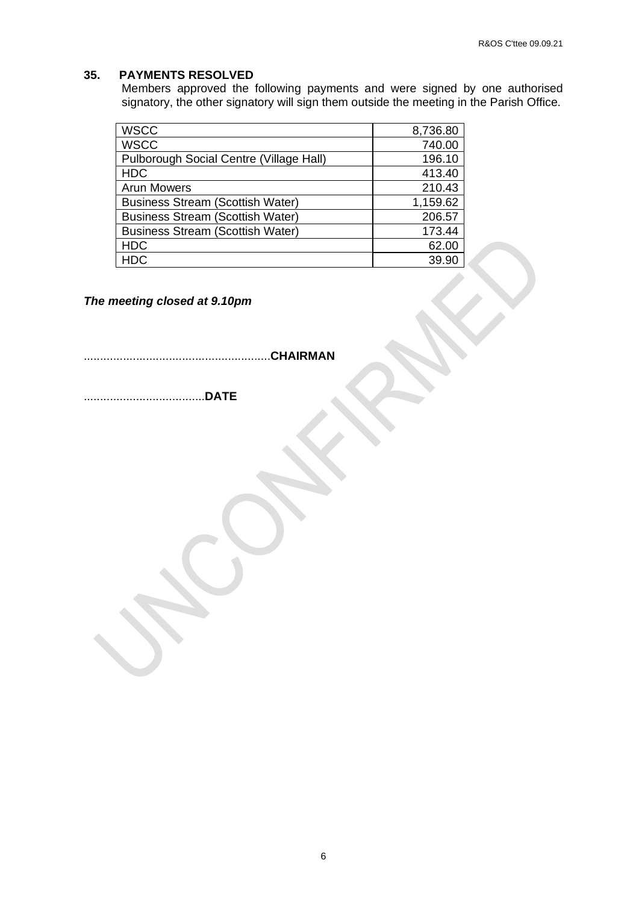## 35. PAYMENTS RESOLVED

Members approved the following payments and were signed by one authorised signatory, the other signatory will sign them outside the meeting in the Parish Office.

| | |
|---|---|
| WSCC | 8,736.80 |
| WSCC | 740.00 |
| Pulborough Social Centre (Village Hall) | 196.10 |
| HDC | 413.40 |
| Arun Mowers | 210.43 |
| Business Stream (Scottish Water) | 1,159.62 |
| Business Stream (Scottish Water) | 206.57 |
| Business Stream (Scottish Water) | 173.44 |
| HDC | 62.00 |
| HDC | 39.90 |

***The meeting closed at 9.10pm***

.........................................................**CHAIRMAN**

.....................................**DATE**

UNCONFIRMED